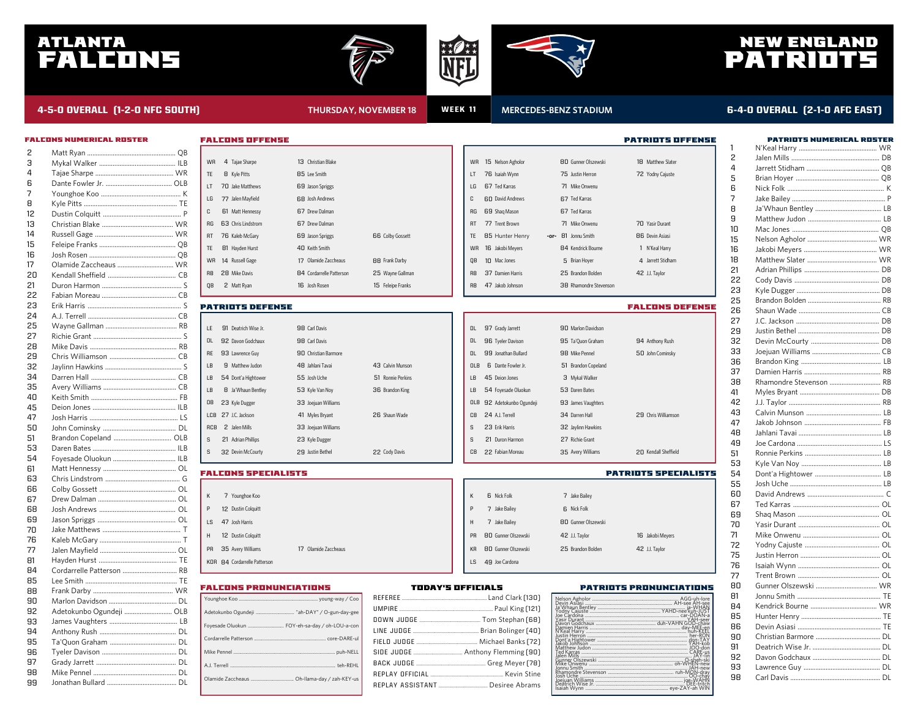# ATLANTA FALCONS vs. NEW ENGLAND PATRIOTS

**4-5-0 OVERALL (1-2-0 NFC SOUTH)** | **THURSDAY, NOVEMBER 18** | **WEEK 11** | **MERCEDES-BENZ STADIUM** | **6-4-0 OVERALL (2-1-0 AFC EAST)**

## FALCONS NUMERICAL ROSTER

| No. | Name | Pos |
|---|---|---|
| 2 | Matt Ryan | QB |
| 3 | Mykal Walker | ILB |
| 4 | Tajae Sharpe | WR |
| 6 | Dante Fowler Jr. | OLB |
| 7 | Younghoe Koo | K |
| 8 | Kyle Pitts | TE |
| 12 | Dustin Colquitt | P |
| 13 | Christian Blake | WR |
| 14 | Russell Gage | WR |
| 15 | Feleipe Franks | QB |
| 16 | Josh Rosen | QB |
| 17 | Olamide Zaccheaus | WR |
| 20 | Kendall Sheffield | CB |
| 21 | Duron Harmon | S |
| 22 | Fabian Moreau | CB |
| 23 | Erik Harris | S |
| 24 | A.J. Terrell | CB |
| 25 | Wayne Gallman | RB |
| 27 | Richie Grant | S |
| 28 | Mike Davis | RB |
| 29 | Chris Williamson | CB |
| 32 | Jaylinn Hawkins | S |
| 34 | Darren Hall | CB |
| 35 | Avery Williams | CB |
| 40 | Keith Smith | FB |
| 45 | Deion Jones | ILB |
| 47 | Josh Harris | LS |
| 50 | John Cominsky | DL |
| 51 | Brandon Copeland | OLB |
| 53 | Daren Bates | ILB |
| 54 | Foyesade Oluokun | ILB |
| 61 | Matt Hennessy | OL |
| 63 | Chris Lindstrom | OL |
| 66 | Colby Gossett | OL |
| 67 | Drew Dalman | OL |
| 68 | Josh Andrews | OL |
| 69 | Jason Spriggs | OL |
| 70 | Jake Matthews | T |
| 76 | Kaleb McGary | T |
| 77 | Jalen Mayfield | OL |
| 81 | Hayden Hurst | TE |
| 84 | Cordarrelle Patterson | RB |
| 85 | Lee Smith | TE |
| 88 | Frank Darby | WR |
| 90 | Marlon Davidson | DL |
| 92 | Adetokunbo Ogundeji | OLB |
| 93 | James Vaughters | LB |
| 94 | Anthony Rush | DL |
| 95 | Ta'Quon Graham | DL |
| 96 | Tyeler Davison | DL |
| 97 | Grady Jarrett | DL |
| 98 | Mike Pennel | DL |
| 99 | Jonathan Bullard | DL |

## FALCONS OFFENSE

| Pos | | | |
|---|---|---|---|
| WR | 4 Tajae Sharpe | 13 Christian Blake | |
| TE | 8 Kyle Pitts | 85 Lee Smith | |
| LT | 70 Jake Matthews | 69 Jason Spriggs | |
| LG | 77 Jalen Mayfield | 68 Josh Andrews | |
| C | 61 Matt Hennessy | 67 Drew Dalman | |
| RG | 63 Chris Lindstrom | 67 Drew Dalman | |
| RT | 76 Kaleb McGary | 69 Jason Spriggs | 66 Colby Gossett |
| TE | 81 Hayden Hurst | 40 Keith Smith | |
| WR | 14 Russell Gage | 17 Olamide Zaccheaus | 88 Frank Darby |
| RB | 28 Mike Davis | 84 Cordarrelle Patterson | 25 Wayne Gallman |
| QB | 2 Matt Ryan | 16 Josh Rosen | 15 Feleipe Franks |

## PATRIOTS OFFENSE

| Pos | | | |
|---|---|---|---|
| WR | 15 Nelson Agholor | 80 Gunner Olszewski | 18 Matthew Slater |
| LT | 76 Isaiah Wynn | 75 Justin Herron | 72 Yodny Cajuste |
| LG | 67 Ted Karras | 71 Mike Onwenu | |
| C | 60 David Andrews | 67 Ted Karras | |
| RG | 69 Shaq Mason | 67 Ted Karras | |
| RT | 77 Trent Brown | 71 Mike Onwenu | 70 Yasir Durant |
| TE | 85 Hunter Henry -or- | 81 Jonnu Smith | 86 Devin Asiasi |
| WR | 16 Jakobi Meyers | 84 Kendrick Bourne | 1 N'Keal Harry |
| QB | 10 Mac Jones | 5 Brian Hoyer | 4 Jarrett Stidham |
| RB | 37 Damien Harris | 25 Brandon Bolden | 42 J.J. Taylor |
| RB | 47 Jakob Johnson | 38 Rhamondre Stevenson | |

## PATRIOTS DEFENSE

| Pos | | | |
|---|---|---|---|
| LE | 91 Deatrich Wise Jr. | 98 Carl Davis | |
| DL | 92 Davon Godchaux | 98 Carl Davis | |
| RE | 93 Lawrence Guy | 90 Christian Barmore | |
| LB | 9 Matthew Judon | 48 Jahlani Tavai | 43 Calvin Munson |
| LB | 54 Dont'a Hightower | 55 Josh Uche | 51 Ronnie Perkins |
| LB | 8 Ja'Whaun Bentley | 53 Kyle Van Noy | 36 Brandon King |
| DB | 23 Kyle Dugger | 33 Joejuan Williams | |
| LCB | 27 J.C. Jackson | 41 Myles Bryant | 26 Shaun Wade |
| RCB | 2 Jalen Mills | 33 Joejuan Williams | |
| S | 21 Adrian Phillips | 23 Kyle Dugger | |
| S | 32 Devin McCourty | 29 Justin Bethel | 22 Cody Davis |

## FALCONS DEFENSE

| Pos | | | |
|---|---|---|---|
| DL | 97 Grady Jarrett | 90 Marlon Davidson | |
| DL | 96 Tyeler Davison | 95 Ta'Quon Graham | 94 Anthony Rush |
| DL | 99 Jonathan Bullard | 98 Mike Pennel | 50 John Cominsky |
| OLB | 6 Dante Fowler Jr. | 51 Brandon Copeland | |
| LB | 45 Deion Jones | 3 Mykal Walker | |
| LB | 54 Foyesade Oluokun | 53 Daren Bates | |
| OLB | 92 Adetokunbo Ogundeji | 93 James Vaughters | |
| CB | 24 A.J. Terrell | 34 Darren Hall | 29 Chris Williamson |
| S | 23 Erik Harris | 32 Jaylinn Hawkins | |
| S | 21 Duron Harmon | 27 Richie Grant | |
| CB | 22 Fabian Moreau | 35 Avery Williams | 20 Kendall Sheffield |

## FALCONS SPECIALISTS

| Pos | | |
|---|---|---|
| K | 7 Younghoe Koo | |
| P | 12 Dustin Colquitt | |
| LS | 47 Josh Harris | |
| H | 12 Dustin Colquitt | |
| PR | 35 Avery Williams | 17 Olamide Zaccheaus |
| KOR | 84 Cordarrelle Patterson | |

## PATRIOTS SPECIALISTS

| Pos | | | |
|---|---|---|---|
| K | 6 Nick Folk | 7 Jake Bailey | |
| P | 7 Jake Bailey | 6 Nick Folk | |
| H | 7 Jake Bailey | 80 Gunner Olszewski | |
| PR | 80 Gunner Olszewski | 42 J.J. Taylor | 16 Jakobi Meyers |
| KR | 80 Gunner Olszewski | 25 Brandon Bolden | 42 J.J. Taylor |
| LS | 49 Joe Cardona | | |

## FALCONS PRONUNCIATIONS

| Name | Pronunciation |
|---|---|
| Younghoe Koo | young-way / Coo |
| Adetokunbo Ogundeji | "ah-DAY" / O-gun-day-gee |
| Foyesade Oluokun | FOY-eh-sa-day / oh-LOU-a-con |
| Cordarrelle Patterson | core-DARE-ul |
| Mike Pennel | puh-NELL |
| A.J. Terrell | teh-REHL |
| Olamide Zaccheaus | Oh-llama-day / zah-KEY-us |

## TODAY'S OFFICIALS

| Position | Official |
|---|---|
| REFEREE | Land Clark (130) |
| UMPIRE | Paul King (121) |
| DOWN JUDGE | Tom Stephan (68) |
| LINE JUDGE | Brian Bolinger (40) |
| FIELD JUDGE | Michael Banks (72) |
| SIDE JUDGE | Anthony Flemming (90) |
| BACK JUDGE | Greg Meyer (78) |
| REPLAY OFFICIAL | Kevin Stine |
| REPLAY ASSISTANT | Desiree Abrams |

## PATRIOTS PRONUNCIATIONS

| Name | Pronunciation |
|---|---|
| Nelson Agholor | AGG-uh-lore |
| Devin Asiasi | AH-see AH-see |
| Ja'Whaun Bentley | ja-WHAN |
| Yodny Cajuste | YAHD-nee kuh-JUST |
| Joe Cardona | car-DOAN-a |
| Yasir Durant | YAH-seer |
| Davon Godchaux | duh-VAHN GOD-shaw |
| N'Keal Harry | nuh-KEEL |
| Damien Harris | day-MEE-en |
| Justin Herron | her-RON |
| Dont'a Hightower | don-TAY |
| Jakob Johnson | YAH-kob |
| Matthew Judon | JOO-don |
| Ted Karras | CARE-us |
| Jalen Mills | JAY-lin |
| Gunner Olszewski | O-sheh-ski |
| Mike Onwenu | oh-WHEN-new |
| Jonnu Smith | JAH-new |
| Rhamondre Stevenson | ruh-MON-dray |
| Josh Uche | OO-chay |
| Joejuan Williams | joe-WAHN |
| Deatrich Wise Jr. | DEE-tritch |
| Isaiah Wynn | eye-ZAY-ah WIN |

## PATRIOTS NUMERICAL ROSTER

| No. | Name | Pos |
|---|---|---|
| 1 | N'Keal Harry | WR |
| 2 | Jalen Mills | DB |
| 4 | Jarrett Stidham | QB |
| 5 | Brian Hoyer | QB |
| 6 | Nick Folk | K |
| 7 | Jake Bailey | P |
| 8 | Ja'Whaun Bentley | LB |
| 9 | Matthew Judon | LB |
| 10 | Mac Jones | QB |
| 15 | Nelson Agholor | WR |
| 16 | Jakobi Meyers | WR |
| 18 | Matthew Slater | WR |
| 21 | Adrian Phillips | DB |
| 22 | Cody Davis | DB |
| 23 | Kyle Dugger | DB |
| 25 | Brandon Bolden | RB |
| 26 | Shaun Wade | CB |
| 27 | J.C. Jackson | DB |
| 29 | Justin Bethel | DB |
| 32 | Devin McCourty | DB |
| 33 | Joejuan Williams | CB |
| 36 | Brandon King | LB |
| 37 | Damien Harris | RB |
| 38 | Rhamondre Stevenson | RB |
| 41 | Myles Bryant | DB |
| 42 | J.J. Taylor | RB |
| 43 | Calvin Munson | LB |
| 47 | Jakob Johnson | FB |
| 48 | Jahlani Tavai | LB |
| 49 | Joe Cardona | LS |
| 51 | Ronnie Perkins | LB |
| 53 | Kyle Van Noy | LB |
| 54 | Dont'a Hightower | LB |
| 55 | Josh Uche | LB |
| 60 | David Andrews | C |
| 67 | Ted Karras | OL |
| 69 | Shaq Mason | OL |
| 70 | Yasir Durant | OL |
| 71 | Mike Onwenu | OL |
| 72 | Yodny Cajuste | OL |
| 75 | Justin Herron | OL |
| 76 | Isaiah Wynn | OL |
| 77 | Trent Brown | OL |
| 80 | Gunner Olszewski | WR |
| 81 | Jonnu Smith | TE |
| 84 | Kendrick Bourne | WR |
| 85 | Hunter Henry | TE |
| 86 | Devin Asiasi | TE |
| 90 | Christian Barmore | DL |
| 91 | Deatrich Wise Jr. | DL |
| 92 | Davon Godchaux | DL |
| 93 | Lawrence Guy | DL |
| 98 | Carl Davis | DL |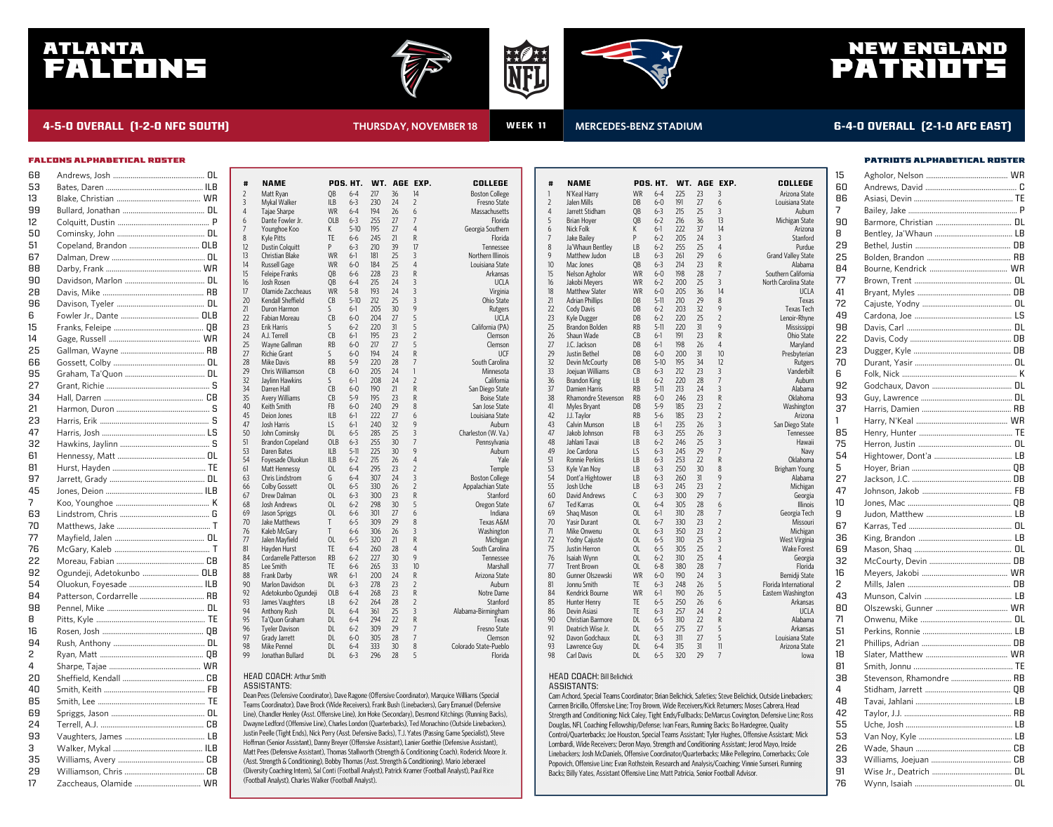# ATLANTA FALCONS

# NEW ENGLAND PATRIOTS

**4-5-0 OVERALL (1-2-0 NFC SOUTH)** | **THURSDAY, NOVEMBER 18** | **WEEK 11** | **MERCEDES-BENZ STADIUM** | **6-4-0 OVERALL (2-1-0 AFC EAST)**

## FALCONS ALPHABETICAL ROSTER

| | | |
|---|---|---|
| 68 | Andrews, Josh | OL |
| 53 | Bates, Daren | ILB |
| 13 | Blake, Christian | WR |
| 99 | Bullard, Jonathan | DL |
| 12 | Colquitt, Dustin | P |
| 50 | Cominsky, John | DL |
| 51 | Copeland, Brandon | OLB |
| 67 | Dalman, Drew | OL |
| 88 | Darby, Frank | WR |
| 90 | Davidson, Marlon | DL |
| 28 | Davis, Mike | RB |
| 96 | Davison, Tyeler | DL |
| 6 | Fowler Jr., Dante | OLB |
| 15 | Franks, Feleipe | QB |
| 14 | Gage, Russell | WR |
| 25 | Gallman, Wayne | RB |
| 66 | Gossett, Colby | OL |
| 95 | Graham, Ta'Quon | DL |
| 27 | Grant, Richie | S |
| 34 | Hall, Darren | CB |
| 21 | Harmon, Duron | S |
| 23 | Harris, Erik | S |
| 47 | Harris, Josh | LS |
| 32 | Hawkins, Jaylinn | S |
| 61 | Hennessy, Matt | OL |
| 81 | Hurst, Hayden | TE |
| 97 | Jarrett, Grady | DL |
| 45 | Jones, Deion | ILB |
| 7 | Koo, Younghoe | K |
| 63 | Lindstrom, Chris | G |
| 70 | Matthews, Jake | T |
| 77 | Mayfield, Jalen | OL |
| 76 | McGary, Kaleb | T |
| 22 | Moreau, Fabian | CB |
| 92 | Ogundeji, Adetokunbo | OLB |
| 54 | Oluokun, Foyesade | ILB |
| 84 | Patterson, Cordarrelle | RB |
| 98 | Pennel, Mike | DL |
| 8 | Pitts, Kyle | TE |
| 16 | Rosen, Josh | QB |
| 94 | Rush, Anthony | DL |
| 2 | Ryan, Matt | QB |
| 4 | Sharpe, Tajae | WR |
| 20 | Sheffield, Kendall | CB |
| 40 | Smith, Keith | FB |
| 85 | Smith, Lee | TE |
| 69 | Spriggs, Jason | OL |
| 24 | Terrell, A.J. | CB |
| 93 | Vaughters, James | LB |
| 3 | Walker, Mykal | ILB |
| 35 | Williams, Avery | CB |
| 29 | Williamson, Chris | CB |
| 17 | Zaccheaus, Olamide | WR |

## FALCONS NUMERICAL ROSTER

| # | NAME | POS. | HT. | WT. | AGE | EXP. | COLLEGE |
|---|---|---|---|---|---|---|---|
| 2 | Matt Ryan | QB | 6-4 | 217 | 36 | 14 | Boston College |
| 3 | Mykal Walker | ILB | 6-3 | 230 | 24 | 2 | Fresno State |
| 4 | Tajae Sharpe | WR | 6-4 | 194 | 26 | 6 | Massachusetts |
| 6 | Dante Fowler Jr. | OLB | 6-3 | 255 | 27 | 7 | Florida |
| 7 | Younghoe Koo | K | 5-10 | 195 | 27 | 4 | Georgia Southern |
| 8 | Kyle Pitts | TE | 6-6 | 245 | 21 | R | Florida |
| 12 | Dustin Colquitt | P | 6-3 | 210 | 39 | 17 | Tennessee |
| 13 | Christian Blake | WR | 6-1 | 181 | 25 | 3 | Northern Illinois |
| 14 | Russell Gage | WR | 6-0 | 184 | 25 | 4 | Louisiana State |
| 15 | Feleipe Franks | QB | 6-6 | 228 | 23 | R | Arkansas |
| 16 | Josh Rosen | QB | 6-4 | 215 | 24 | 3 | UCLA |
| 17 | Olamide Zaccheaus | WR | 5-8 | 193 | 24 | 3 | Virginia |
| 20 | Kendall Sheffield | CB | 5-10 | 212 | 25 | 3 | Ohio State |
| 21 | Duron Harmon | S | 6-1 | 205 | 30 | 9 | Rutgers |
| 22 | Fabian Moreau | CB | 6-0 | 204 | 27 | 5 | UCLA |
| 23 | Erik Harris | S | 6-2 | 220 | 31 | 5 | California (PA) |
| 24 | A.J. Terrell | CB | 6-1 | 195 | 23 | 2 | Clemson |
| 25 | Wayne Gallman | RB | 6-0 | 217 | 27 | 5 | Clemson |
| 27 | Richie Grant | S | 6-0 | 194 | 24 | R | UCF |
| 28 | Mike Davis | RB | 5-9 | 220 | 28 | 7 | South Carolina |
| 29 | Chris Williamson | CB | 6-0 | 205 | 24 | 1 | Minnesota |
| 32 | Jaylinn Hawkins | S | 6-1 | 208 | 24 | 2 | California |
| 34 | Darren Hall | CB | 6-0 | 190 | 21 | R | San Diego State |
| 35 | Avery Williams | CB | 5-9 | 195 | 23 | R | Boise State |
| 40 | Keith Smith | FB | 6-0 | 240 | 29 | 8 | San Jose State |
| 45 | Deion Jones | ILB | 6-1 | 222 | 27 | 6 | Louisiana State |
| 47 | Josh Harris | LS | 6-1 | 240 | 32 | 9 | Auburn |
| 50 | John Cominsky | DL | 6-5 | 285 | 25 | 3 | Charleston (W. Va.) |
| 51 | Brandon Copeland | OLB | 6-3 | 255 | 30 | 7 | Pennsylvania |
| 53 | Daren Bates | ILB | 5-11 | 225 | 30 | 9 | Auburn |
| 54 | Foyesade Oluokun | ILB | 6-2 | 215 | 26 | 4 | Yale |
| 61 | Matt Hennessy | OL | 6-4 | 295 | 23 | 2 | Temple |
| 63 | Chris Lindstrom | G | 6-4 | 307 | 24 | 3 | Boston College |
| 66 | Colby Gossett | OL | 6-5 | 330 | 26 | 2 | Appalachian State |
| 67 | Drew Dalman | OL | 6-3 | 300 | 23 | R | Stanford |
| 68 | Josh Andrews | OL | 6-2 | 298 | 30 | 5 | Oregon State |
| 69 | Jason Spriggs | OL | 6-6 | 301 | 27 | 6 | Indiana |
| 70 | Jake Matthews | T | 6-5 | 309 | 29 | 8 | Texas A&M |
| 76 | Kaleb McGary | T | 6-6 | 306 | 26 | 3 | Washington |
| 77 | Jalen Mayfield | OL | 6-5 | 320 | 21 | R | Michigan |
| 81 | Hayden Hurst | TE | 6-4 | 260 | 28 | 4 | South Carolina |
| 84 | Cordarrelle Patterson | RB | 6-2 | 227 | 30 | 9 | Tennessee |
| 85 | Lee Smith | TE | 6-6 | 265 | 33 | 10 | Marshall |
| 88 | Frank Darby | WR | 6-1 | 200 | 24 | R | Arizona State |
| 90 | Marlon Davidson | DL | 6-3 | 278 | 23 | 2 | Auburn |
| 92 | Adetokunbo Ogundeji | OLB | 6-4 | 268 | 23 | R | Notre Dame |
| 93 | James Vaughters | LB | 6-2 | 264 | 28 | 2 | Stanford |
| 94 | Anthony Rush | DL | 6-4 | 361 | 25 | 3 | Alabama-Birmingham |
| 95 | Ta'Quon Graham | DL | 6-4 | 294 | 22 | R | Texas |
| 96 | Tyeler Davison | DL | 6-2 | 309 | 29 | 7 | Fresno State |
| 97 | Grady Jarrett | DL | 6-0 | 305 | 28 | 7 | Clemson |
| 98 | Mike Pennel | DL | 6-4 | 333 | 30 | 8 | Colorado State-Pueblo |
| 99 | Jonathan Bullard | DL | 6-3 | 296 | 28 | 5 | Florida |

HEAD COACH: Arthur Smith

ASSISTANTS:

Dean Pees (Defensive Coordinator), Dave Ragone (Offensive Coordinator), Marquice Williams (Special Teams Coordinator), Dave Brock (Wide Receivers), Frank Bush (Linebackers), Gary Emanuel (Defensive Line), Chandler Henley (Asst. Offensive Line), Jon Hoke (Secondary), Desmond Kitchings (Running Backs), Dwayne Ledford (Offensive Line), Charles London (Quarterbacks), Ted Monachino (Outside Linebackers), Justin Peelle (Tight Ends), Nick Perry (Asst. Defensive Backs), T.J. Yates (Passing Game Specialist), Steve Hoffman (Senior Assistant), Danny Breyer (Offensive Assistant), Lanier Goethie (Defensive Assistant), Matt Pees (Defensive Assistant), Thomas Stallworth (Strength & Conditioning Coach), Roderick Moore Jr. (Asst. Strength & Conditioning), Bobby Thomas (Asst. Strength & Conditioning), Mario Jeberaeel (Diversity Coaching Intern), Sal Conti (Football Analyst), Patrick Kramer (Football Analyst), Paul Rice (Football Analyst), Charles Walker (Football Analyst).

## PATRIOTS NUMERICAL ROSTER

| # | NAME | POS. | HT. | WT. | AGE | EXP. | COLLEGE |
|---|---|---|---|---|---|---|---|
| 1 | N'Keal Harry | WR | 6-4 | 225 | 23 | 3 | Arizona State |
| 2 | Jalen Mills | DB | 6-0 | 191 | 27 | 6 | Louisiana State |
| 4 | Jarrett Stidham | QB | 6-3 | 215 | 25 | 3 | Auburn |
| 5 | Brian Hoyer | QB | 6-2 | 216 | 36 | 13 | Michigan State |
| 6 | Nick Folk | K | 6-1 | 222 | 37 | 14 | Arizona |
| 7 | Jake Bailey | P | 6-2 | 205 | 24 | 3 | Stanford |
| 8 | Ja'Whaun Bentley | LB | 6-2 | 255 | 25 | 4 | Purdue |
| 9 | Matthew Judon | LB | 6-3 | 261 | 29 | 6 | Grand Valley State |
| 10 | Mac Jones | QB | 6-3 | 214 | 23 | R | Alabama |
| 15 | Nelson Agholor | WR | 6-0 | 198 | 28 | 7 | Southern California |
| 16 | Jakobi Meyers | WR | 6-2 | 200 | 25 | 3 | North Carolina State |
| 18 | Matthew Slater | WR | 6-0 | 205 | 36 | 14 | UCLA |
| 21 | Adrian Phillips | DB | 5-11 | 210 | 29 | 8 | Texas |
| 22 | Cody Davis | DB | 6-2 | 203 | 32 | 9 | Texas Tech |
| 23 | Kyle Dugger | DB | 6-2 | 220 | 25 | 2 | Lenoir-Rhyne |
| 25 | Brandon Bolden | RB | 5-11 | 220 | 31 | 9 | Mississippi |
| 26 | Shaun Wade | CB | 6-1 | 191 | 23 | R | Ohio State |
| 27 | J.C. Jackson | DB | 6-1 | 198 | 26 | 4 | Maryland |
| 29 | Justin Bethel | DB | 6-0 | 200 | 31 | 10 | Presbyterian |
| 32 | Devin McCourty | DB | 5-10 | 195 | 34 | 12 | Rutgers |
| 33 | Joejuan Williams | CB | 6-3 | 212 | 23 | 3 | Vanderbilt |
| 36 | Brandon King | LB | 6-2 | 220 | 28 | 7 | Auburn |
| 37 | Damien Harris | RB | 5-11 | 213 | 24 | 3 | Alabama |
| 38 | Rhamondre Stevenson | RB | 6-0 | 246 | 23 | R | Oklahoma |
| 41 | Myles Bryant | DB | 5-9 | 185 | 23 | 2 | Washington |
| 42 | J.J. Taylor | RB | 5-6 | 185 | 23 | 2 | Arizona |
| 43 | Calvin Munson | LB | 6-1 | 235 | 26 | 3 | San Diego State |
| 47 | Jakob Johnson | FB | 6-3 | 255 | 26 | 3 | Tennessee |
| 48 | Jahlani Tavai | LB | 6-2 | 246 | 25 | 3 | Hawaii |
| 49 | Joe Cardona | LS | 6-3 | 245 | 29 | 7 | Navy |
| 51 | Ronnie Perkins | LB | 6-3 | 253 | 22 | R | Oklahoma |
| 53 | Kyle Van Noy | LB | 6-3 | 250 | 30 | 8 | Brigham Young |
| 54 | Dont'a Hightower | LB | 6-3 | 260 | 31 | 9 | Alabama |
| 55 | Josh Uche | LB | 6-3 | 245 | 23 | 2 | Michigan |
| 60 | David Andrews | C | 6-3 | 300 | 29 | 7 | Georgia |
| 67 | Ted Karras | OL | 6-4 | 305 | 28 | 6 | Illinois |
| 69 | Shaq Mason | OL | 6-1 | 310 | 28 | 7 | Georgia Tech |
| 70 | Yasir Durant | OL | 6-7 | 330 | 23 | 2 | Missouri |
| 71 | Mike Onwenu | OL | 6-3 | 350 | 23 | 2 | Michigan |
| 72 | Yodny Cajuste | OL | 6-5 | 310 | 25 | 3 | West Virginia |
| 75 | Justin Herron | OL | 6-5 | 305 | 25 | 2 | Wake Forest |
| 76 | Isaiah Wynn | OL | 6-2 | 310 | 25 | 4 | Georgia |
| 77 | Trent Brown | OL | 6-8 | 380 | 28 | 7 | Florida |
| 80 | Gunner Olszewski | WR | 6-0 | 190 | 24 | 3 | Bemidji State |
| 81 | Jonnu Smith | TE | 6-3 | 248 | 26 | 5 | Florida International |
| 84 | Kendrick Bourne | WR | 6-1 | 190 | 26 | 5 | Eastern Washington |
| 85 | Hunter Henry | TE | 6-5 | 250 | 26 | 6 | Arkansas |
| 86 | Devin Asiasi | TE | 6-3 | 257 | 24 | 2 | UCLA |
| 90 | Christian Barmore | DL | 6-5 | 310 | 22 | R | Alabama |
| 91 | Deatrich Wise Jr. | DL | 6-5 | 275 | 27 | 5 | Arkansas |
| 92 | Davon Godchaux | DL | 6-3 | 311 | 27 | 5 | Louisiana State |
| 93 | Lawrence Guy | DL | 6-4 | 315 | 31 | 11 | Arizona State |
| 98 | Carl Davis | DL | 6-5 | 320 | 29 | 7 | Iowa |

HEAD COACH: Bill Belichick

ASSISTANTS:

Cam Achord, Special Teams Coordinator; Brian Belichick, Safeties; Steve Belichick, Outside Linebackers; Carmen Bricillo, Offensive Line; Troy Brown, Wide Receivers/Kick Returners; Moses Cabrera, Head Strength and Conditioning; Nick Caley, Tight Ends/Fullbacks; DeMarcus Covington, Defensive Line; Ross Douglas, NFL Coaching Fellowship/Defense; Ivan Fears, Running Backs; Bo Hardegree, Quality Control/Quarterbacks; Joe Houston, Special Teams Assistant; Tyler Hughes, Offensive Assistant; Mick Lombardi, Wide Receivers; Deron Mayo, Strength and Conditioning Assistant; Jerod Mayo, Inside Linebackers; Josh McDaniels, Offensive Coordinator/Quarterbacks; Mike Pellegrino, Cornerbacks; Cole Popovich, Offensive Line; Evan Rothstein, Research and Analysis/Coaching; Vinnie Sunseri, Running Backs; Billy Yates, Assistant Offensive Line; Matt Patricia, Senior Football Advisor.

## PATRIOTS ALPHABETICAL ROSTER

| | | |
|---|---|---|
| 15 | Agholor, Nelson | WR |
| 60 | Andrews, David | C |
| 86 | Asiasi, Devin | TE |
| 7 | Bailey, Jake | P |
| 90 | Barmore, Christian | DL |
| 8 | Bentley, Ja'Whaun | LB |
| 29 | Bethel, Justin | DB |
| 25 | Bolden, Brandon | RB |
| 84 | Bourne, Kendrick | WR |
| 77 | Brown, Trent | OL |
| 41 | Bryant, Myles | DB |
| 72 | Cajuste, Yodny | OL |
| 49 | Cardona, Joe | LS |
| 98 | Davis, Carl | DL |
| 22 | Davis, Cody | DB |
| 23 | Dugger, Kyle | DB |
| 70 | Durant, Yasir | OL |
| 6 | Folk, Nick | K |
| 92 | Godchaux, Davon | DL |
| 93 | Guy, Lawrence | DL |
| 37 | Harris, Damien | RB |
| 1 | Harry, N'Keal | WR |
| 85 | Henry, Hunter | TE |
| 75 | Herron, Justin | OL |
| 54 | Hightower, Dont'a | LB |
| 5 | Hoyer, Brian | QB |
| 27 | Jackson, J.C. | DB |
| 47 | Johnson, Jakob | FB |
| 10 | Jones, Mac | QB |
| 9 | Judon, Matthew | LB |
| 67 | Karras, Ted | OL |
| 36 | King, Brandon | LB |
| 69 | Mason, Shaq | OL |
| 32 | McCourty, Devin | DB |
| 16 | Meyers, Jakobi | WR |
| 2 | Mills, Jalen | DB |
| 43 | Munson, Calvin | LB |
| 80 | Olszewski, Gunner | WR |
| 71 | Onwenu, Mike | OL |
| 51 | Perkins, Ronnie | LB |
| 21 | Phillips, Adrian | DB |
| 18 | Slater, Matthew | WR |
| 81 | Smith, Jonnu | TE |
| 38 | Stevenson, Rhamondre | RB |
| 4 | Stidham, Jarrett | QB |
| 48 | Tavai, Jahlani | LB |
| 42 | Taylor, J.J. | RB |
| 55 | Uche, Josh | LB |
| 53 | Van Noy, Kyle | LB |
| 26 | Wade, Shaun | CB |
| 33 | Williams, Joejuan | CB |
| 91 | Wise Jr., Deatrich | DL |
| 76 | Wynn, Isaiah | OL |